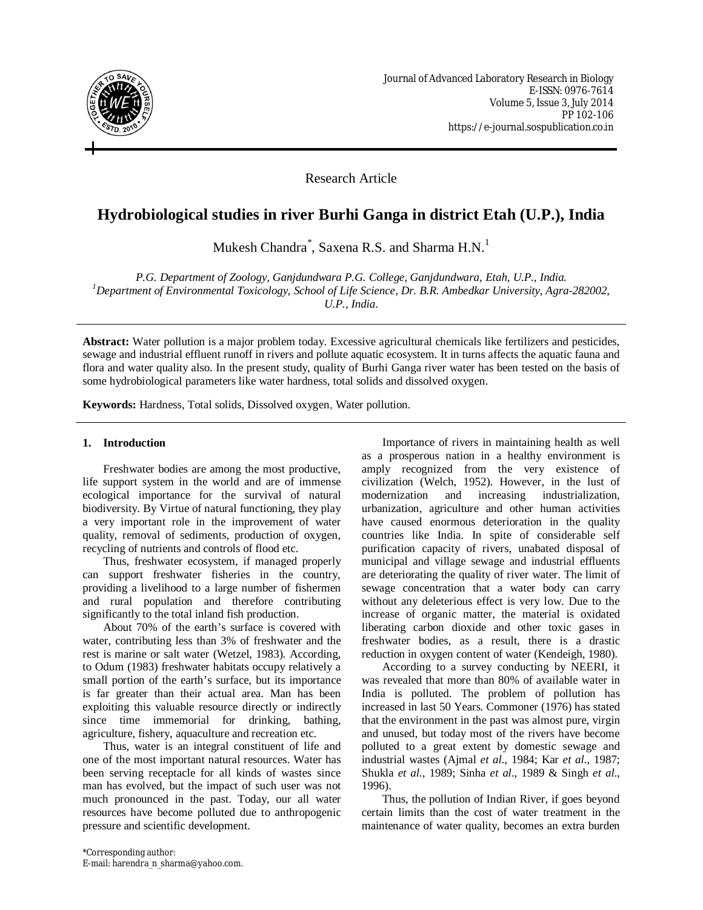Research Article

# Hydrobiological studies in river Burhi Ganga in district Etah (U.P.), India

Mukesh Chandra*, Saxena R.S. and Sharma H.N.[1]

*P.G. Department of Zoology, Ganjdundwara P.G. College, Ganjdundwara, Etah, U.P., India.*
*[1]Department of Environmental Toxicology, School of Life Science, Dr. B.R. Ambedkar University, Agra-282002, U.P., India.*

**Abstract:** Water pollution is a major problem today. Excessive agricultural chemicals like fertilizers and pesticides, sewage and industrial effluent runoff in rivers and pollute aquatic ecosystem. It in turns affects the aquatic fauna and flora and water quality also. In the present study, quality of Burhi Ganga river water has been tested on the basis of some hydrobiological parameters like water hardness, total solids and dissolved oxygen.

**Keywords:** Hardness, Total solids, Dissolved oxygen, Water pollution.

## 1. Introduction

Freshwater bodies are among the most productive, life support system in the world and are of immense ecological importance for the survival of natural biodiversity. By Virtue of natural functioning, they play a very important role in the improvement of water quality, removal of sediments, production of oxygen, recycling of nutrients and controls of flood etc.

Thus, freshwater ecosystem, if managed properly can support freshwater fisheries in the country, providing a livelihood to a large number of fishermen and rural population and therefore contributing significantly to the total inland fish production.

About 70% of the earth's surface is covered with water, contributing less than 3% of freshwater and the rest is marine or salt water (Wetzel, 1983). According, to Odum (1983) freshwater habitats occupy relatively a small portion of the earth's surface, but its importance is far greater than their actual area. Man has been exploiting this valuable resource directly or indirectly since time immemorial for drinking, bathing, agriculture, fishery, aquaculture and recreation etc.

Thus, water is an integral constituent of life and one of the most important natural resources. Water has been serving receptacle for all kinds of wastes since man has evolved, but the impact of such user was not much pronounced in the past. Today, our all water resources have become polluted due to anthropogenic pressure and scientific development.

Importance of rivers in maintaining health as well as a prosperous nation in a healthy environment is amply recognized from the very existence of civilization (Welch, 1952). However, in the lust of modernization and increasing industrialization, urbanization, agriculture and other human activities have caused enormous deterioration in the quality countries like India. In spite of considerable self purification capacity of rivers, unabated disposal of municipal and village sewage and industrial effluents are deteriorating the quality of river water. The limit of sewage concentration that a water body can carry without any deleterious effect is very low. Due to the increase of organic matter, the material is oxidated liberating carbon dioxide and other toxic gases in freshwater bodies, as a result, there is a drastic reduction in oxygen content of water (Kendeigh, 1980).

According to a survey conducting by NEERI, it was revealed that more than 80% of available water in India is polluted. The problem of pollution has increased in last 50 Years. Commoner (1976) has stated that the environment in the past was almost pure, virgin and unused, but today most of the rivers have become polluted to a great extent by domestic sewage and industrial wastes (Ajmal *et al*., 1984; Kar *et al*., 1987; Shukla *et al*., 1989; Sinha *et al*., 1989 & Singh *et al*., 1996).

Thus, the pollution of Indian River, if goes beyond certain limits than the cost of water treatment in the maintenance of water quality, becomes an extra burden

*Corresponding author:
E-mail: harendra_n_sharma@yahoo.com.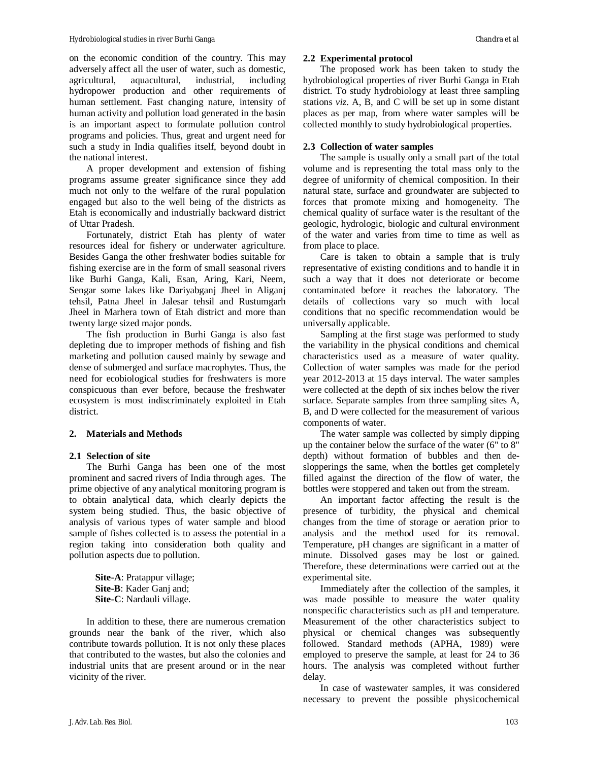on the economic condition of the country. This may adversely affect all the user of water, such as domestic, agricultural, aquacultural, industrial, including hydropower production and other requirements of human settlement. Fast changing nature, intensity of human activity and pollution load generated in the basin is an important aspect to formulate pollution control programs and policies. Thus, great and urgent need for such a study in India qualifies itself, beyond doubt in the national interest.

A proper development and extension of fishing programs assume greater significance since they add much not only to the welfare of the rural population engaged but also to the well being of the districts as Etah is economically and industrially backward district of Uttar Pradesh.

Fortunately, district Etah has plenty of water resources ideal for fishery or underwater agriculture. Besides Ganga the other freshwater bodies suitable for fishing exercise are in the form of small seasonal rivers like Burhi Ganga, Kali, Esan, Aring, Kari, Neem, Sengar some lakes like Dariyabganj Jheel in Aliganj tehsil, Patna Jheel in Jalesar tehsil and Rustumgarh Jheel in Marhera town of Etah district and more than twenty large sized major ponds.

The fish production in Burhi Ganga is also fast depleting due to improper methods of fishing and fish marketing and pollution caused mainly by sewage and dense of submerged and surface macrophytes. Thus, the need for ecobiological studies for freshwaters is more conspicuous than ever before, because the freshwater ecosystem is most indiscriminately exploited in Etah district.

## 2. Materials and Methods

### 2.1 Selection of site

The Burhi Ganga has been one of the most prominent and sacred rivers of India through ages. The prime objective of any analytical monitoring program is to obtain analytical data, which clearly depicts the system being studied. Thus, the basic objective of analysis of various types of water sample and blood sample of fishes collected is to assess the potential in a region taking into consideration both quality and pollution aspects due to pollution.

**Site-A**: Pratappur village;
**Site-B**: Kader Ganj and;
**Site-C**: Nardauli village.

In addition to these, there are numerous cremation grounds near the bank of the river, which also contribute towards pollution. It is not only these places that contributed to the wastes, but also the colonies and industrial units that are present around or in the near vicinity of the river.

### 2.2 Experimental protocol

The proposed work has been taken to study the hydrobiological properties of river Burhi Ganga in Etah district. To study hydrobiology at least three sampling stations *viz*. A, B, and C will be set up in some distant places as per map, from where water samples will be collected monthly to study hydrobiological properties.

### 2.3 Collection of water samples

The sample is usually only a small part of the total volume and is representing the total mass only to the degree of uniformity of chemical composition. In their natural state, surface and groundwater are subjected to forces that promote mixing and homogeneity. The chemical quality of surface water is the resultant of the geologic, hydrologic, biologic and cultural environment of the water and varies from time to time as well as from place to place.

Care is taken to obtain a sample that is truly representative of existing conditions and to handle it in such a way that it does not deteriorate or become contaminated before it reaches the laboratory. The details of collections vary so much with local conditions that no specific recommendation would be universally applicable.

Sampling at the first stage was performed to study the variability in the physical conditions and chemical characteristics used as a measure of water quality. Collection of water samples was made for the period year 2012-2013 at 15 days interval. The water samples were collected at the depth of six inches below the river surface. Separate samples from three sampling sites A, B, and D were collected for the measurement of various components of water.

The water sample was collected by simply dipping up the container below the surface of the water (6" to 8" depth) without formation of bubbles and then de-slopperings the same, when the bottles get completely filled against the direction of the flow of water, the bottles were stoppered and taken out from the stream.

An important factor affecting the result is the presence of turbidity, the physical and chemical changes from the time of storage or aeration prior to analysis and the method used for its removal. Temperature, pH changes are significant in a matter of minute. Dissolved gases may be lost or gained. Therefore, these determinations were carried out at the experimental site.

Immediately after the collection of the samples, it was made possible to measure the water quality nonspecific characteristics such as pH and temperature. Measurement of the other characteristics subject to physical or chemical changes was subsequently followed. Standard methods (APHA, 1989) were employed to preserve the sample, at least for 24 to 36 hours. The analysis was completed without further delay.

In case of wastewater samples, it was considered necessary to prevent the possible physicochemical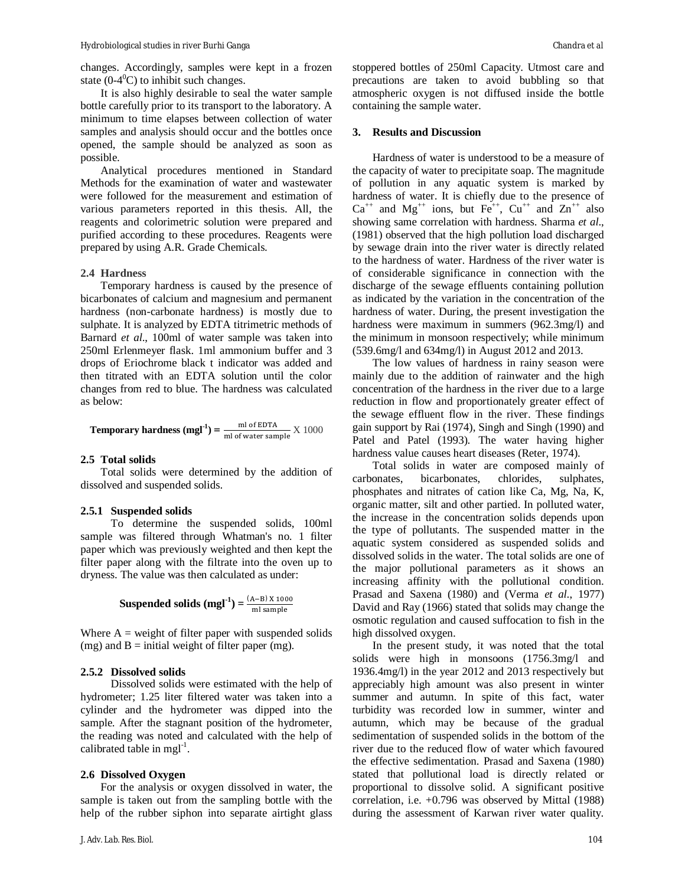changes. Accordingly, samples were kept in a frozen state (0-4$^0$C) to inhibit such changes.

It is also highly desirable to seal the water sample bottle carefully prior to its transport to the laboratory. A minimum to time elapses between collection of water samples and analysis should occur and the bottles once opened, the sample should be analyzed as soon as possible.

Analytical procedures mentioned in Standard Methods for the examination of water and wastewater were followed for the measurement and estimation of various parameters reported in this thesis. All, the reagents and colorimetric solution were prepared and purified according to these procedures. Reagents were prepared by using A.R. Grade Chemicals.

### 2.4 Hardness

Temporary hardness is caused by the presence of bicarbonates of calcium and magnesium and permanent hardness (non-carbonate hardness) is mostly due to sulphate. It is analyzed by EDTA titrimetric methods of Barnard *et al*., 100ml of water sample was taken into 250ml Erlenmeyer flask. 1ml ammonium buffer and 3 drops of Eriochrome black t indicator was added and then titrated with an EDTA solution until the color changes from red to blue. The hardness was calculated as below:

$$\textbf{Temporary hardness (mgl}^{-1}\textbf{)} = \frac{\text{ml of EDTA}}{\text{ml of water sample}} \text{ X } 1000$$

### 2.5 Total solids

Total solids were determined by the addition of dissolved and suspended solids.

#### 2.5.1 Suspended solids

To determine the suspended solids, 100ml sample was filtered through Whatman's no. 1 filter paper which was previously weighted and then kept the filter paper along with the filtrate into the oven up to dryness. The value was then calculated as under:

$$\textbf{Suspended solids (mgl}^{-1}\textbf{)} = \frac{(\text{A}-\text{B}) \text{ X } 1000}{\text{ml sample}}$$

Where A = weight of filter paper with suspended solids (mg) and B = initial weight of filter paper (mg).

#### 2.5.2 Dissolved solids

Dissolved solids were estimated with the help of hydrometer; 1.25 liter filtered water was taken into a cylinder and the hydrometer was dipped into the sample. After the stagnant position of the hydrometer, the reading was noted and calculated with the help of calibrated table in mgl$^{-1}$.

### 2.6 Dissolved Oxygen

For the analysis or oxygen dissolved in water, the sample is taken out from the sampling bottle with the help of the rubber siphon into separate airtight glass stoppered bottles of 250ml Capacity. Utmost care and precautions are taken to avoid bubbling so that atmospheric oxygen is not diffused inside the bottle containing the sample water.

## 3. Results and Discussion

Hardness of water is understood to be a measure of the capacity of water to precipitate soap. The magnitude of pollution in any aquatic system is marked by hardness of water. It is chiefly due to the presence of $Ca^{++}$ and $Mg^{++}$ ions, but $Fe^{++}$, $Cu^{++}$ and $Zn^{++}$ also showing same correlation with hardness. Sharma *et al*., (1981) observed that the high pollution load discharged by sewage drain into the river water is directly related to the hardness of water. Hardness of the river water is of considerable significance in connection with the discharge of the sewage effluents containing pollution as indicated by the variation in the concentration of the hardness of water. During, the present investigation the hardness were maximum in summers (962.3mg/l) and the minimum in monsoon respectively; while minimum (539.6mg/l and 634mg/l) in August 2012 and 2013.

The low values of hardness in rainy season were mainly due to the addition of rainwater and the high concentration of the hardness in the river due to a large reduction in flow and proportionately greater effect of the sewage effluent flow in the river. These findings gain support by Rai (1974), Singh and Singh (1990) and Patel and Patel (1993). The water having higher hardness value causes heart diseases (Reter, 1974).

Total solids in water are composed mainly of carbonates, bicarbonates, chlorides, sulphates, phosphates and nitrates of cation like Ca, Mg, Na, K, organic matter, silt and other partied. In polluted water, the increase in the concentration solids depends upon the type of pollutants. The suspended matter in the aquatic system considered as suspended solids and dissolved solids in the water. The total solids are one of the major pollutional parameters as it shows an increasing affinity with the pollutional condition. Prasad and Saxena (1980) and (Verma *et al*., 1977) David and Ray (1966) stated that solids may change the osmotic regulation and caused suffocation to fish in the high dissolved oxygen.

In the present study, it was noted that the total solids were high in monsoons (1756.3mg/l and 1936.4mg/l) in the year 2012 and 2013 respectively but appreciably high amount was also present in winter summer and autumn. In spite of this fact, water turbidity was recorded low in summer, winter and autumn, which may be because of the gradual sedimentation of suspended solids in the bottom of the river due to the reduced flow of water which favoured the effective sedimentation. Prasad and Saxena (1980) stated that pollutional load is directly related or proportional to dissolve solid. A significant positive correlation, i.e. +0.796 was observed by Mittal (1988) during the assessment of Karwan river water quality.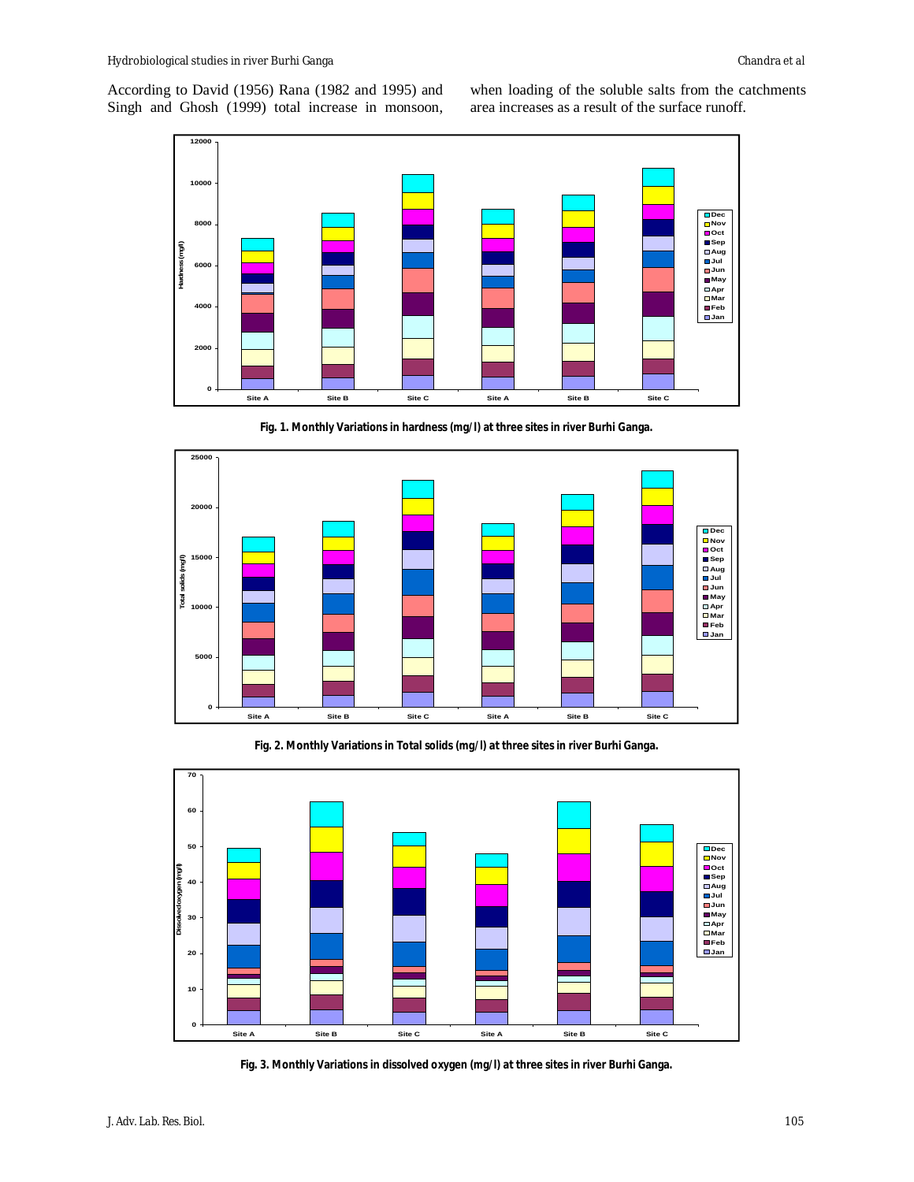According to David (1956) Rana (1982 and 1995) and Singh and Ghosh (1999) total increase in monsoon, when loading of the soluble salts from the catchments area increases as a result of the surface runoff.

Hardness (mg/l)
12000
10000
8000
6000
4000
2000
0
Site A
Site B
Site C
Site A
Site B
Site C
Dec
Nov
Oct
Sep
Aug
Jul
Jun
May
Apr
Mar
Feb
Jan

**Fig. 1. Monthly Variations in hardness (mg/l) at three sites in river Burhi Ganga.**

Total solids (mg/l)
25000
20000
15000
10000
5000
0
Site A
Site B
Site C
Site A
Site B
Site C
Dec
Nov
Oct
Sep
Aug
Jul
Jun
May
Apr
Mar
Feb
Jan

**Fig. 2. Monthly Variations in Total solids (mg/l) at three sites in river Burhi Ganga.**

Dissolved oxygen (mg/l)
70
60
50
40
30
20
10
0
Site A
Site B
Site C
Site A
Site B
Site C
Dec
Nov
Oct
Sep
Aug
Jul
Jun
May
Apr
Mar
Feb
Jan

**Fig. 3. Monthly Variations in dissolved oxygen (mg/l) at three sites in river Burhi Ganga.**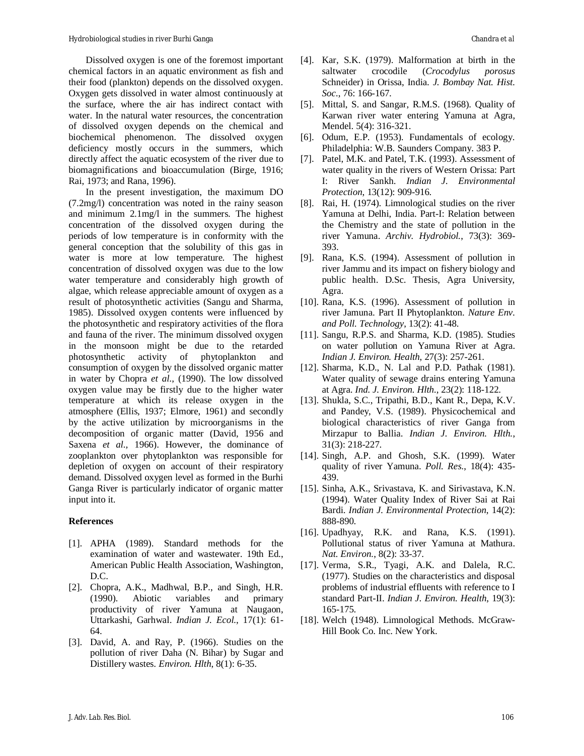Dissolved oxygen is one of the foremost important chemical factors in an aquatic environment as fish and their food (plankton) depends on the dissolved oxygen. Oxygen gets dissolved in water almost continuously at the surface, where the air has indirect contact with water. In the natural water resources, the concentration of dissolved oxygen depends on the chemical and biochemical phenomenon. The dissolved oxygen deficiency mostly occurs in the summers, which directly affect the aquatic ecosystem of the river due to biomagnifications and bioaccumulation (Birge, 1916; Rai, 1973; and Rana, 1996).

In the present investigation, the maximum DO (7.2mg/l) concentration was noted in the rainy season and minimum 2.1mg/l in the summers. The highest concentration of the dissolved oxygen during the periods of low temperature is in conformity with the general conception that the solubility of this gas in water is more at low temperature. The highest concentration of dissolved oxygen was due to the low water temperature and considerably high growth of algae, which release appreciable amount of oxygen as a result of photosynthetic activities (Sangu and Sharma, 1985). Dissolved oxygen contents were influenced by the photosynthetic and respiratory activities of the flora and fauna of the river. The minimum dissolved oxygen in the monsoon might be due to the retarded photosynthetic activity of phytoplankton and consumption of oxygen by the dissolved organic matter in water by Chopra *et al*., (1990). The low dissolved oxygen value may be firstly due to the higher water temperature at which its release oxygen in the atmosphere (Ellis, 1937; Elmore, 1961) and secondly by the active utilization by microorganisms in the decomposition of organic matter (David, 1956 and Saxena *et al.,* 1966). However, the dominance of zooplankton over phytoplankton was responsible for depletion of oxygen on account of their respiratory demand. Dissolved oxygen level as formed in the Burhi Ganga River is particularly indicator of organic matter input into it.

## References

[1]. APHA (1989). Standard methods for the examination of water and wastewater. 19th Ed., American Public Health Association, Washington, D.C.

[2]. Chopra, A.K., Madhwal, B.P., and Singh, H.R. (1990). Abiotic variables and primary productivity of river Yamuna at Naugaon, Uttarkashi, Garhwal. *Indian J. Ecol.*, 17(1): 61-64.

[3]. David, A. and Ray, P. (1966). Studies on the pollution of river Daha (N. Bihar) by Sugar and Distillery wastes. *Environ. Hlth*, 8(1): 6-35.

[4]. Kar, S.K. (1979). Malformation at birth in the saltwater crocodile (*Crocodylus porosus* Schneider) in Orissa, India. *J. Bombay Nat. Hist. Soc.*, 76: 166-167.

[5]. Mittal, S. and Sangar, R.M.S. (1968). Quality of Karwan river water entering Yamuna at Agra, Mendel. 5(4): 316-321.

[6]. Odum, E.P. (1953). Fundamentals of ecology. Philadelphia: W.B. Saunders Company. 383 P.

[7]. Patel, M.K. and Patel, T.K. (1993). Assessment of water quality in the rivers of Western Orissa: Part I: River Sankh. *Indian J. Environmental Protection*, 13(12): 909-916.

[8]. Rai, H. (1974). Limnological studies on the river Yamuna at Delhi, India. Part-I: Relation between the Chemistry and the state of pollution in the river Yamuna. *Archiv. Hydrobiol.*, 73(3): 369-393.

[9]. Rana, K.S. (1994). Assessment of pollution in river Jammu and its impact on fishery biology and public health. D.Sc. Thesis, Agra University, Agra.

[10]. Rana, K.S. (1996). Assessment of pollution in river Jamuna. Part II Phytoplankton. *Nature Env. and Poll. Technology*, 13(2): 41-48.

[11]. Sangu, R.P.S. and Sharma, K.D. (1985). Studies on water pollution on Yamuna River at Agra. *Indian J. Environ. Health,* 27(3): 257-261.

[12]. Sharma, K.D., N. Lal and P.D. Pathak (1981). Water quality of sewage drains entering Yamuna at Agra. *Ind. J. Environ. Hlth.*, 23(2): 118-122.

[13]. Shukla, S.C., Tripathi, B.D., Kant R., Depa, K.V. and Pandey, V.S. (1989). Physicochemical and biological characteristics of river Ganga from Mirzapur to Ballia. *Indian J. Environ. Hlth.*, 31(3): 218-227.

[14]. Singh, A.P. and Ghosh, S.K. (1999). Water quality of river Yamuna. *Poll. Res.*, 18(4): 435-439.

[15]. Sinha, A.K., Srivastava, K. and Sirivastava, K.N. (1994). Water Quality Index of River Sai at Rai Bardi. *Indian J. Environmental Protection*, 14(2): 888-890.

[16]. Upadhyay, R.K. and Rana, K.S. (1991). Pollutional status of river Yamuna at Mathura. *Nat. Environ.*, 8(2): 33-37.

[17]. Verma, S.R., Tyagi, A.K. and Dalela, R.C. (1977). Studies on the characteristics and disposal problems of industrial effluents with reference to I standard Part-II. *Indian J. Environ. Health*, 19(3): 165-175.

[18]. Welch (1948). Limnological Methods. McGraw-Hill Book Co. Inc. New York.